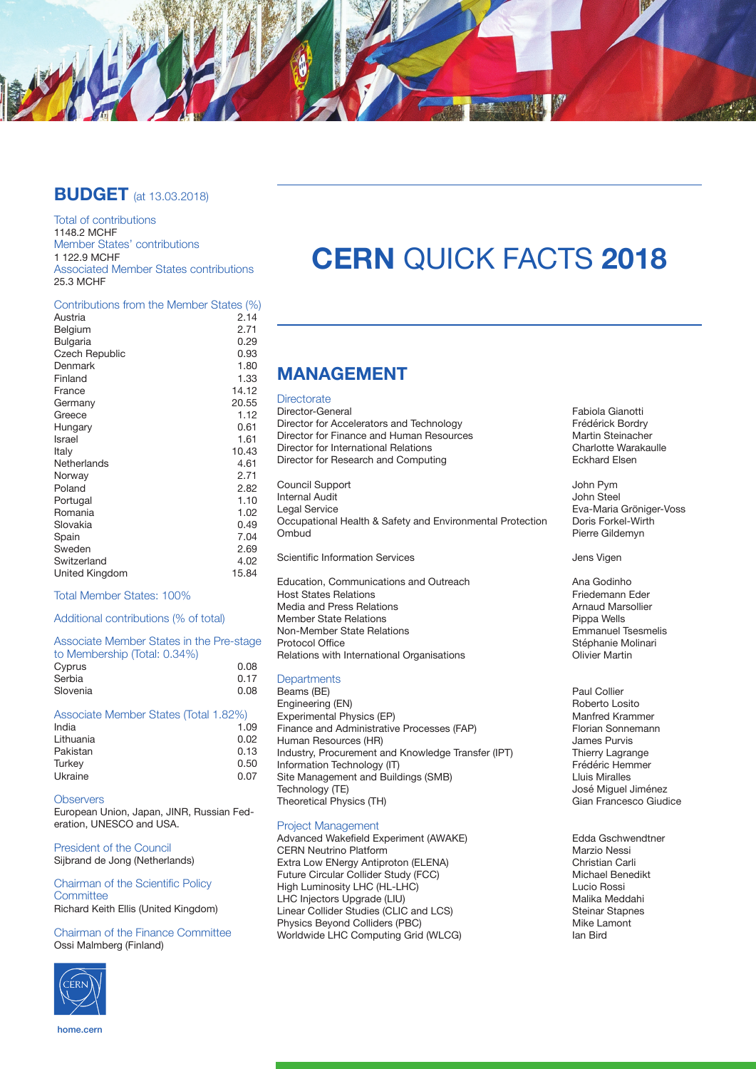# CERN QUICK FACTS 2018

## BUDGET (at 13.03.2018)

Total of contributions
1148.2 MCHF

Member States' contributions
1 122.9 MCHF

Associated Member States contributions
25.3 MCHF

### Contributions from the Member States (%)

| Country | % |
|---|---|
| Austria | 2.14 |
| Belgium | 2.71 |
| Bulgaria | 0.29 |
| Czech Republic | 0.93 |
| Denmark | 1.80 |
| Finland | 1.33 |
| France | 14.12 |
| Germany | 20.55 |
| Greece | 1.12 |
| Hungary | 0.61 |
| Israel | 1.61 |
| Italy | 10.43 |
| Netherlands | 4.61 |
| Norway | 2.71 |
| Poland | 2.82 |
| Portugal | 1.10 |
| Romania | 1.02 |
| Slovakia | 0.49 |
| Spain | 7.04 |
| Sweden | 2.69 |
| Switzerland | 4.02 |
| United Kingdom | 15.84 |

Total Member States: 100%

Additional contributions (% of total)

### Associate Member States in the Pre-stage to Membership (Total: 0.34%)

| Country | % |
|---|---|
| Cyprus | 0.08 |
| Serbia | 0.17 |
| Slovenia | 0.08 |

### Associate Member States (Total 1.82%)

| Country | % |
|---|---|
| India | 1.09 |
| Lithuania | 0.02 |
| Pakistan | 0.13 |
| Turkey | 0.50 |
| Ukraine | 0.07 |

### Observers

European Union, Japan, JINR, Russian Federation, UNESCO and USA.

### President of the Council

Sijbrand de Jong (Netherlands)

### Chairman of the Scientific Policy Committee

Richard Keith Ellis (United Kingdom)

### Chairman of the Finance Committee

Ossi Malmberg (Finland)

home.cern

## MANAGEMENT

### Directorate

| | |
|---|---|
| Director-General | Fabiola Gianotti |
| Director for Accelerators and Technology | Frédérick Bordry |
| Director for Finance and Human Resources | Martin Steinacher |
| Director for International Relations | Charlotte Warakaulle |
| Director for Research and Computing | Eckhard Elsen |
| Council Support | John Pym |
| Internal Audit | John Steel |
| Legal Service | Eva-Maria Gröniger-Voss |
| Occupational Health & Safety and Environmental Protection | Doris Forkel-Wirth |
| Ombud | Pierre Gildemyn |
| Scientific Information Services | Jens Vigen |
| Education, Communications and Outreach | Ana Godinho |
| Host States Relations | Friedemann Eder |
| Media and Press Relations | Arnaud Marsollier |
| Member State Relations | Pippa Wells |
| Non-Member State Relations | Emmanuel Tsesmelis |
| Protocol Office | Stéphanie Molinari |
| Relations with International Organisations | Olivier Martin |

### Departments

| | |
|---|---|
| Beams (BE) | Paul Collier |
| Engineering (EN) | Roberto Losito |
| Experimental Physics (EP) | Manfred Krammer |
| Finance and Administrative Processes (FAP) | Florian Sonnemann |
| Human Resources (HR) | James Purvis |
| Industry, Procurement and Knowledge Transfer (IPT) | Thierry Lagrange |
| Information Technology (IT) | Frédéric Hemmer |
| Site Management and Buildings (SMB) | Lluis Miralles |
| Technology (TE) | José Miguel Jiménez |
| Theoretical Physics (TH) | Gian Francesco Giudice |

### Project Management

| | |
|---|---|
| Advanced Wakefield Experiment (AWAKE) | Edda Gschwendtner |
| CERN Neutrino Platform | Marzio Nessi |
| Extra Low ENergy Antiproton (ELENA) | Christian Carli |
| Future Circular Collider Study (FCC) | Michael Benedikt |
| High Luminosity LHC (HL-LHC) | Lucio Rossi |
| LHC Injectors Upgrade (LIU) | Malika Meddahi |
| Linear Collider Studies (CLIC and LCS) | Steinar Stapnes |
| Physics Beyond Colliders (PBC) | Mike Lamont |
| Worldwide LHC Computing Grid (WLCG) | Ian Bird |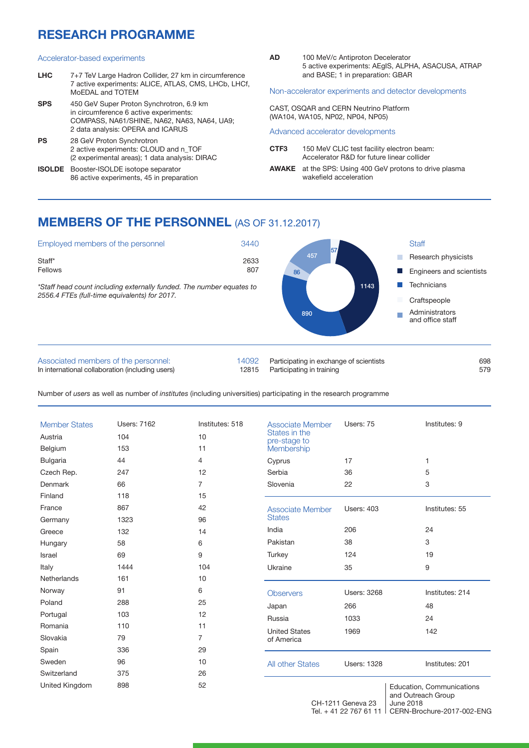# RESEARCH PROGRAMME

### Accelerator-based experiments

**LHC** 7+7 TeV Large Hadron Collider, 27 km in circumference
7 active experiments: ALICE, ATLAS, CMS, LHCb, LHCf, MoEDAL and TOTEM

**SPS** 450 GeV Super Proton Synchrotron, 6.9 km in circumference 6 active experiments: COMPASS, NA61/SHINE, NA62, NA63, NA64, UA9; 2 data analysis: OPERA and ICARUS

**PS** 28 GeV Proton Synchrotron
2 active experiments: CLOUD and n_TOF
(2 experimental areas); 1 data analysis: DIRAC

**ISOLDE** Booster-ISOLDE isotope separator
86 active experiments, 45 in preparation

**AD** 100 MeV/c Antiproton Decelerator
5 active experiments: AEgIS, ALPHA, ASACUSA, ATRAP and BASE; 1 in preparation: GBAR

### Non-accelerator experiments and detector developments

CAST, OSQAR and CERN Neutrino Platform
(WA104, WA105, NP02, NP04, NP05)

### Advanced accelerator developments

**CTF3** 150 MeV CLIC test facility electron beam: Accelerator R&D for future linear collider

**AWAKE** at the SPS: Using 400 GeV protons to drive plasma wakefield acceleration

# MEMBERS OF THE PERSONNEL (AS OF 31.12.2017)

| Employed members of the personnel | 3440 |
|---|---|
| Staff* | 2633 |
| Fellows | 807 |

*Staff head count including externally funded. The number equates to 2556.4 FTEs (full-time equivalents) for 2017.

Staff

- Research physicists
- Engineers and scientists
- Technicians
- Craftspeople
- Administrators and office staff

457
57
86
1143
890

| Associated members of the personnel: | 14092 |
|---|---|
| In international collaboration (including users) | 12815 |
| Participating in exchange of scientists | 698 |
| Participating in training | 579 |

Number of *users* as well as number of *institutes* (including universities) participating in the research programme

| Member States | Users: 7162 | Institutes: 518 |
|---|---|---|
| Austria | 104 | 10 |
| Belgium | 153 | 11 |
| Bulgaria | 44 | 4 |
| Czech Rep. | 247 | 12 |
| Denmark | 66 | 7 |
| Finland | 118 | 15 |
| France | 867 | 42 |
| Germany | 1323 | 96 |
| Greece | 132 | 14 |
| Hungary | 58 | 6 |
| Israel | 69 | 9 |
| Italy | 1444 | 104 |
| Netherlands | 161 | 10 |
| Norway | 91 | 6 |
| Poland | 288 | 25 |
| Portugal | 103 | 12 |
| Romania | 110 | 11 |
| Slovakia | 79 | 7 |
| Spain | 336 | 29 |
| Sweden | 96 | 10 |
| Switzerland | 375 | 26 |
| United Kingdom | 898 | 52 |

| Associate Member States in the pre-stage to Membership | Users: 75 | Institutes: 9 |
|---|---|---|
| Cyprus | 17 | 1 |
| Serbia | 36 | 5 |
| Slovenia | 22 | 3 |

| Associate Member States | Users: 403 | Institutes: 55 |
|---|---|---|
| India | 206 | 24 |
| Pakistan | 38 | 3 |
| Turkey | 124 | 19 |
| Ukraine | 35 | 9 |

| Observers | Users: 3268 | Institutes: 214 |
|---|---|---|
| Japan | 266 | 48 |
| Russia | 1033 | 24 |
| United States of America | 1969 | 142 |

| All other States | Users: 1328 | Institutes: 201 |
|---|---|---|

CH-1211 Geneva 23
Tel. + 41 22 767 61 11

Education, Communications and Outreach Group
June 2018
CERN-Brochure-2017-002-ENG